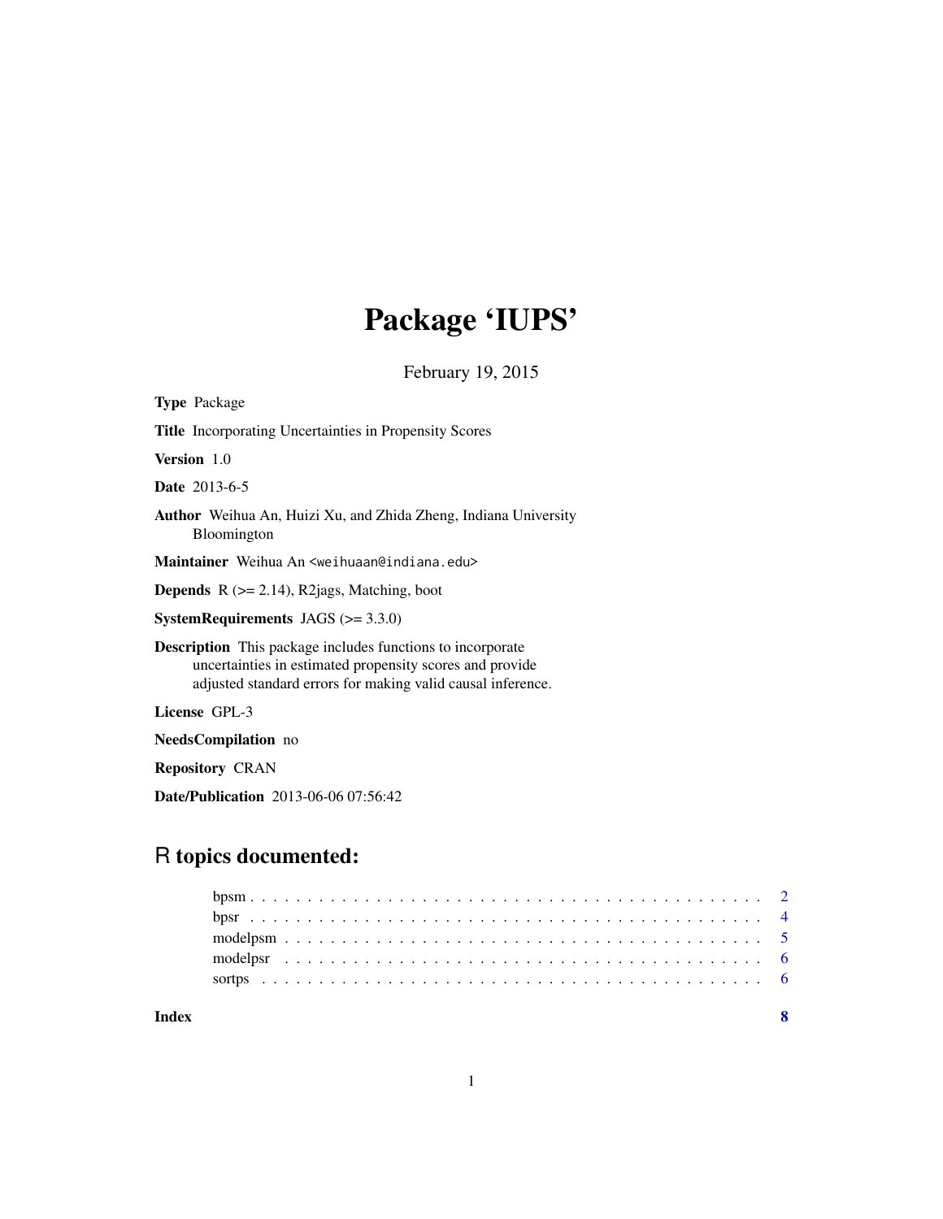# Package 'IUPS'

February 19, 2015

**Type** Package

**Title** Incorporating Uncertainties in Propensity Scores

**Version** 1.0

**Date** 2013-6-5

**Author** Weihua An, Huizi Xu, and Zhida Zheng, Indiana University Bloomington

**Maintainer** Weihua An <weihuaan@indiana.edu>

**Depends** R (>= 2.14), R2jags, Matching, boot

**SystemRequirements** JAGS (>= 3.3.0)

**Description** This package includes functions to incorporate uncertainties in estimated propensity scores and provide adjusted standard errors for making valid causal inference.

**License** GPL-3

**NeedsCompilation** no

**Repository** CRAN

**Date/Publication** 2013-06-06 07:56:42

## R topics documented:

| | |
|---|---|
| bpsm | 2 |
| bpsr | 4 |
| modelpsm | 5 |
| modelpsr | 6 |
| sortps | 6 |
| **Index** | **8** |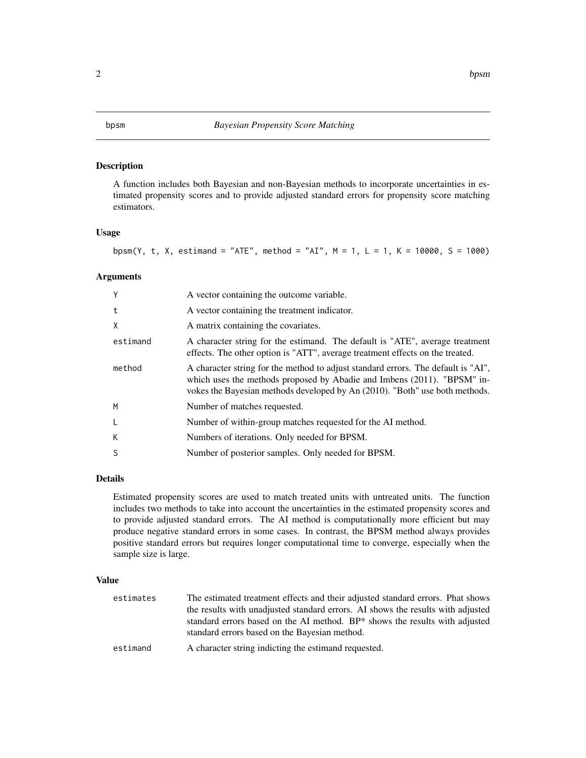## bpsm — *Bayesian Propensity Score Matching*

### Description

A function includes both Bayesian and non-Bayesian methods to incorporate uncertainties in estimated propensity scores and to provide adjusted standard errors for propensity score matching estimators.

### Usage

```
bpsm(Y, t, X, estimand = "ATE", method = "AI", M = 1, L = 1, K = 10000, S = 1000)
```

### Arguments

| Argument | Description |
| --- | --- |
| `Y` | A vector containing the outcome variable. |
| `t` | A vector containing the treatment indicator. |
| `X` | A matrix containing the covariates. |
| `estimand` | A character string for the estimand. The default is "ATE", average treatment effects. The other option is "ATT", average treatment effects on the treated. |
| `method` | A character string for the method to adjust standard errors. The default is "AI", which uses the methods proposed by Abadie and Imbens (2011). "BPSM" invokes the Bayesian methods developed by An (2010). "Both" use both methods. |
| `M` | Number of matches requested. |
| `L` | Number of within-group matches requested for the AI method. |
| `K` | Numbers of iterations. Only needed for BPSM. |
| `S` | Number of posterior samples. Only needed for BPSM. |

### Details

Estimated propensity scores are used to match treated units with untreated units. The function includes two methods to take into account the uncertainties in the estimated propensity scores and to provide adjusted standard errors. The AI method is computationally more efficient but may produce negative standard errors in some cases. In contrast, the BPSM method always provides positive standard errors but requires longer computational time to converge, especially when the sample size is large.

### Value

| Value | Description |
| --- | --- |
| `estimates` | The estimated treatment effects and their adjusted standard errors. Phat shows the results with unadjusted standard errors. AI shows the results with adjusted standard errors based on the AI method. BP* shows the results with adjusted standard errors based on the Bayesian method. |
| `estimand` | A character string indicting the estimand requested. |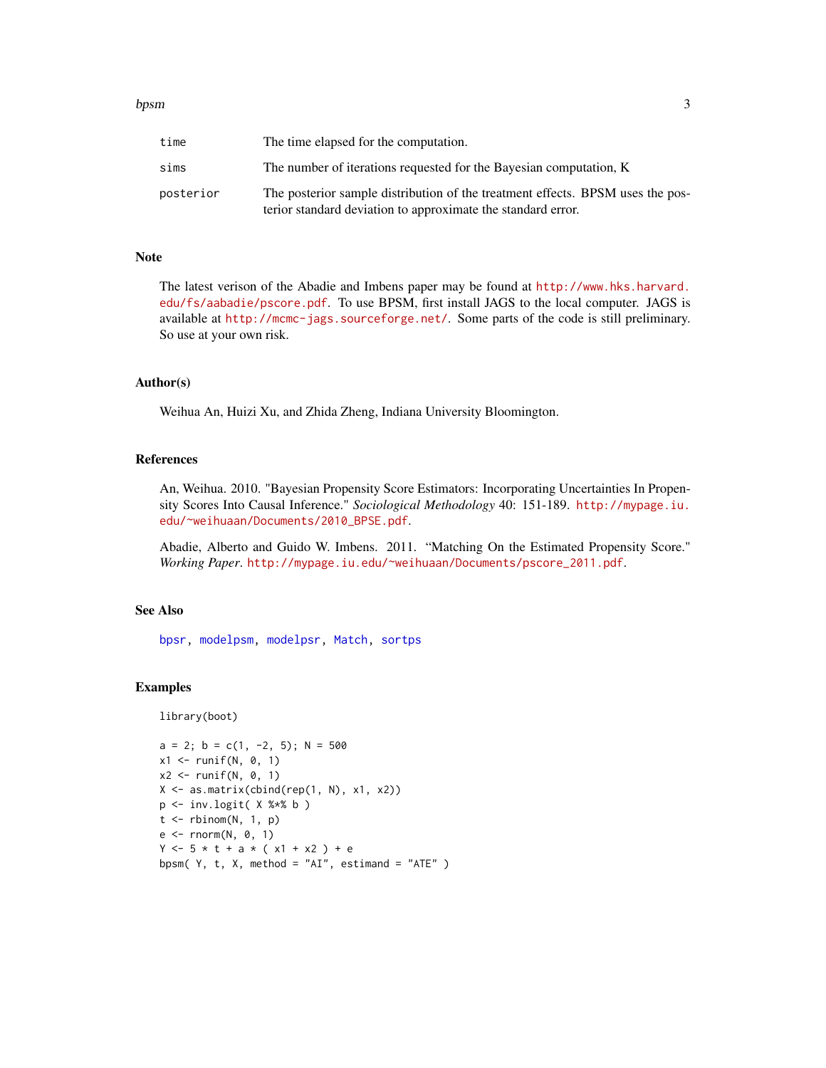| | |
|---|---|
| time | The time elapsed for the computation. |
| sims | The number of iterations requested for the Bayesian computation, K |
| posterior | The posterior sample distribution of the treatment effects. BPSM uses the posterior standard deviation to approximate the standard error. |

## Note

The latest verison of the Abadie and Imbens paper may be found at http://www.hks.harvard.edu/fs/aabadie/pscore.pdf. To use BPSM, first install JAGS to the local computer. JAGS is available at http://mcmc-jags.sourceforge.net/. Some parts of the code is still preliminary. So use at your own risk.

## Author(s)

Weihua An, Huizi Xu, and Zhida Zheng, Indiana University Bloomington.

## References

An, Weihua. 2010. "Bayesian Propensity Score Estimators: Incorporating Uncertainties In Propensity Scores Into Causal Inference." *Sociological Methodology* 40: 151-189. http://mypage.iu.edu/~weihuaan/Documents/2010_BPSE.pdf.

Abadie, Alberto and Guido W. Imbens. 2011. "Matching On the Estimated Propensity Score." *Working Paper*. http://mypage.iu.edu/~weihuaan/Documents/pscore_2011.pdf.

## See Also

bpsr, modelpsm, modelpsr, Match, sortps

## Examples

```
library(boot)

a = 2; b = c(1, -2, 5); N = 500
x1 <- runif(N, 0, 1)
x2 <- runif(N, 0, 1)
X <- as.matrix(cbind(rep(1, N), x1, x2))
p <- inv.logit( X %*% b )
t <- rbinom(N, 1, p)
e <- rnorm(N, 0, 1)
Y <- 5 * t + a * ( x1 + x2 ) + e
bpsm( Y, t, X, method = "AI", estimand = "ATE" )
```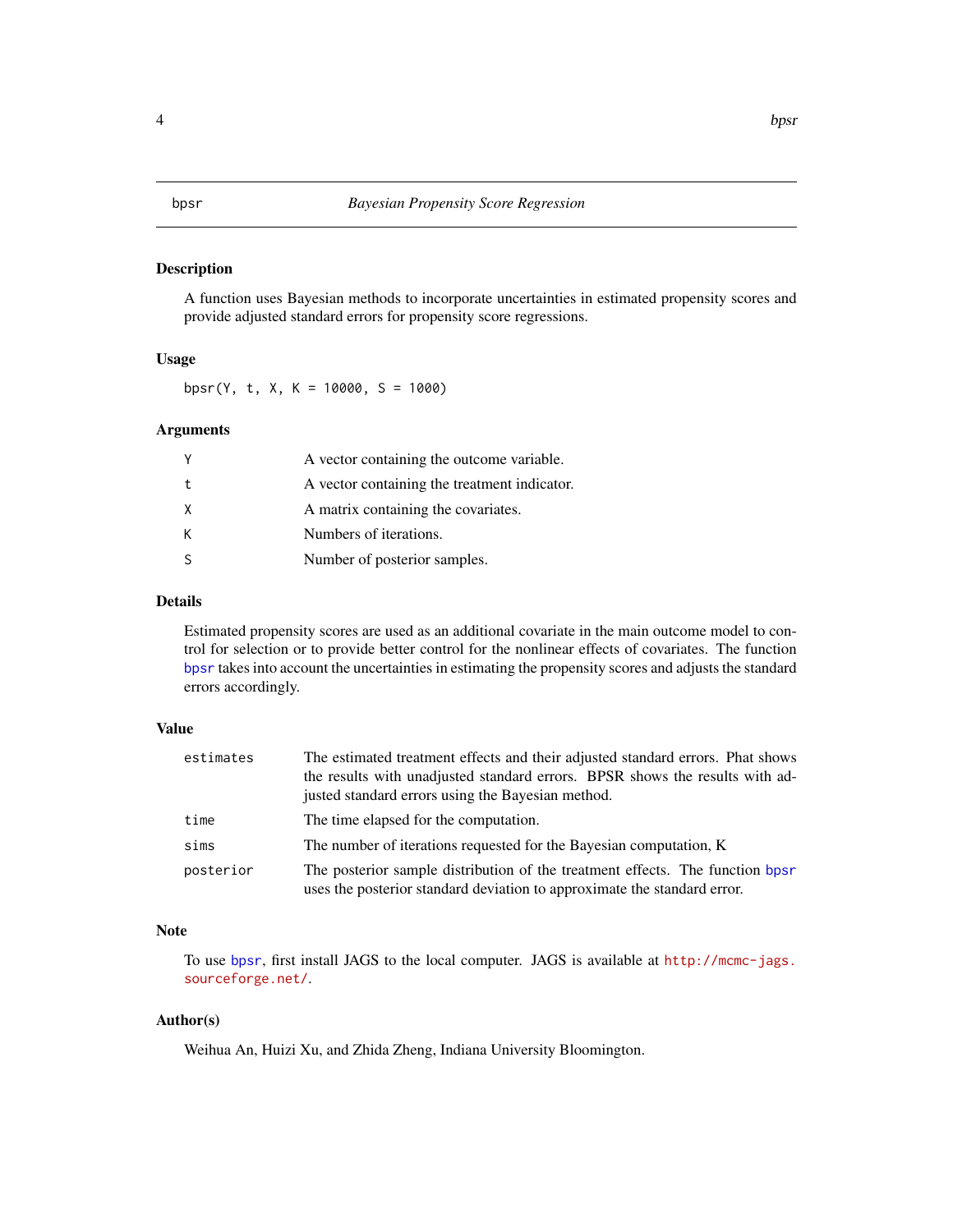# bpsr — *Bayesian Propensity Score Regression*

## Description

A function uses Bayesian methods to incorporate uncertainties in estimated propensity scores and provide adjusted standard errors for propensity score regressions.

## Usage

```
bpsr(Y, t, X, K = 10000, S = 1000)
```

## Arguments

| | |
|---|---|
| `Y` | A vector containing the outcome variable. |
| `t` | A vector containing the treatment indicator. |
| `X` | A matrix containing the covariates. |
| `K` | Numbers of iterations. |
| `S` | Number of posterior samples. |

## Details

Estimated propensity scores are used as an additional covariate in the main outcome model to control for selection or to provide better control for the nonlinear effects of covariates. The function `bpsr` takes into account the uncertainties in estimating the propensity scores and adjusts the standard errors accordingly.

## Value

| | |
|---|---|
| `estimates` | The estimated treatment effects and their adjusted standard errors. Phat shows the results with unadjusted standard errors. BPSR shows the results with adjusted standard errors using the Bayesian method. |
| `time` | The time elapsed for the computation. |
| `sims` | The number of iterations requested for the Bayesian computation, K |
| `posterior` | The posterior sample distribution of the treatment effects. The function `bpsr` uses the posterior standard deviation to approximate the standard error. |

## Note

To use `bpsr`, first install JAGS to the local computer. JAGS is available at http://mcmc-jags.sourceforge.net/.

## Author(s)

Weihua An, Huizi Xu, and Zhida Zheng, Indiana University Bloomington.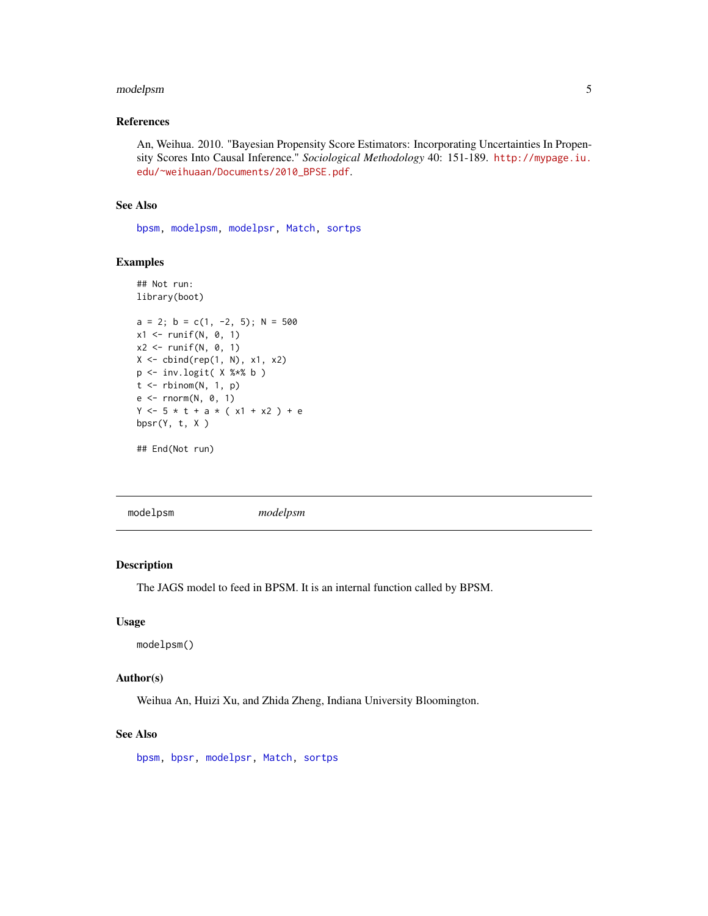### References

An, Weihua. 2010. "Bayesian Propensity Score Estimators: Incorporating Uncertainties In Propensity Scores Into Causal Inference." *Sociological Methodology* 40: 151-189. http://mypage.iu.edu/~weihuaan/Documents/2010_BPSE.pdf.

### See Also

bpsm, modelpsm, modelpsr, Match, sortps

### Examples

```
## Not run:
library(boot)

a = 2; b = c(1, -2, 5); N = 500
x1 <- runif(N, 0, 1)
x2 <- runif(N, 0, 1)
X <- cbind(rep(1, N), x1, x2)
p <- inv.logit( X %*% b )
t <- rbinom(N, 1, p)
e <- rnorm(N, 0, 1)
Y <- 5 * t + a * ( x1 + x2 ) + e
bpsr(Y, t, X )

## End(Not run)
```

---

## modelpsm &nbsp;&nbsp;&nbsp;&nbsp; *modelpsm*

---

### Description

The JAGS model to feed in BPSM. It is an internal function called by BPSM.

### Usage

```
modelpsm()
```

### Author(s)

Weihua An, Huizi Xu, and Zhida Zheng, Indiana University Bloomington.

### See Also

bpsm, bpsr, modelpsr, Match, sortps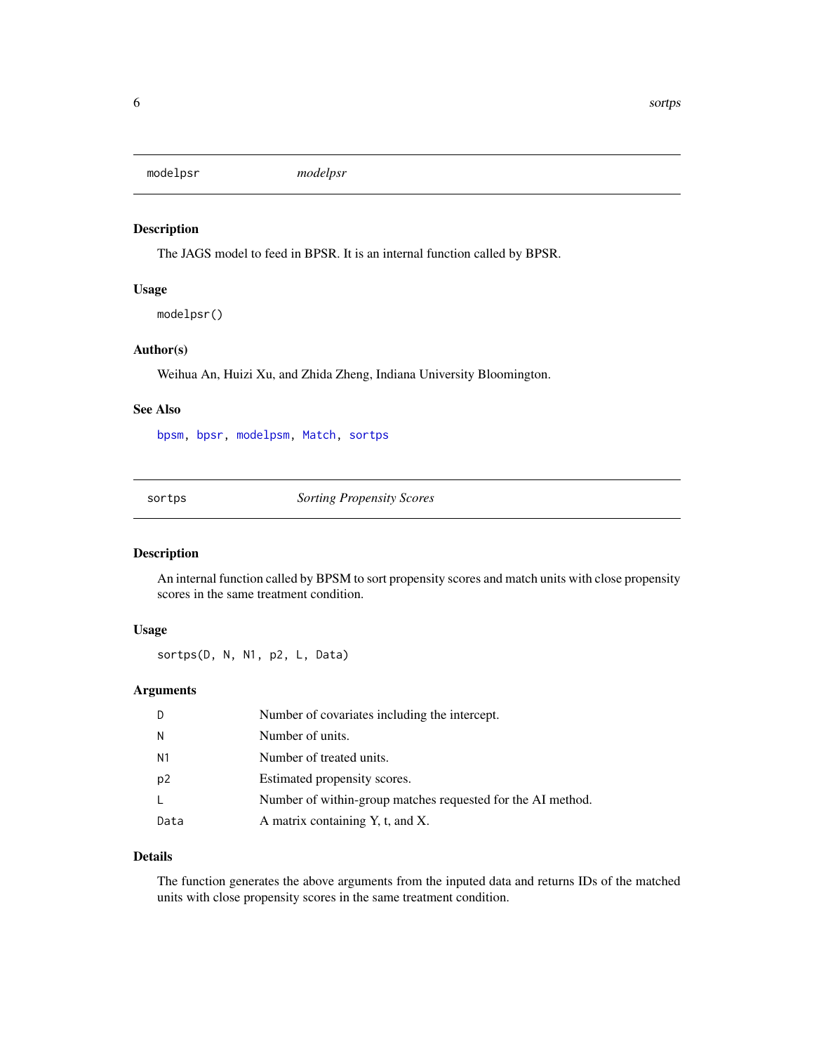## modelpsr — *modelpsr*

### Description

The JAGS model to feed in BPSR. It is an internal function called by BPSR.

### Usage

```
modelpsr()
```

### Author(s)

Weihua An, Huizi Xu, and Zhida Zheng, Indiana University Bloomington.

### See Also

bpsm, bpsr, modelpsm, Match, sortps

## sortps — *Sorting Propensity Scores*

### Description

An internal function called by BPSM to sort propensity scores and match units with close propensity scores in the same treatment condition.

### Usage

```
sortps(D, N, N1, p2, L, Data)
```

### Arguments

| | |
|---|---|
| D | Number of covariates including the intercept. |
| N | Number of units. |
| N1 | Number of treated units. |
| p2 | Estimated propensity scores. |
| L | Number of within-group matches requested for the AI method. |
| Data | A matrix containing Y, t, and X. |

### Details

The function generates the above arguments from the inputed data and returns IDs of the matched units with close propensity scores in the same treatment condition.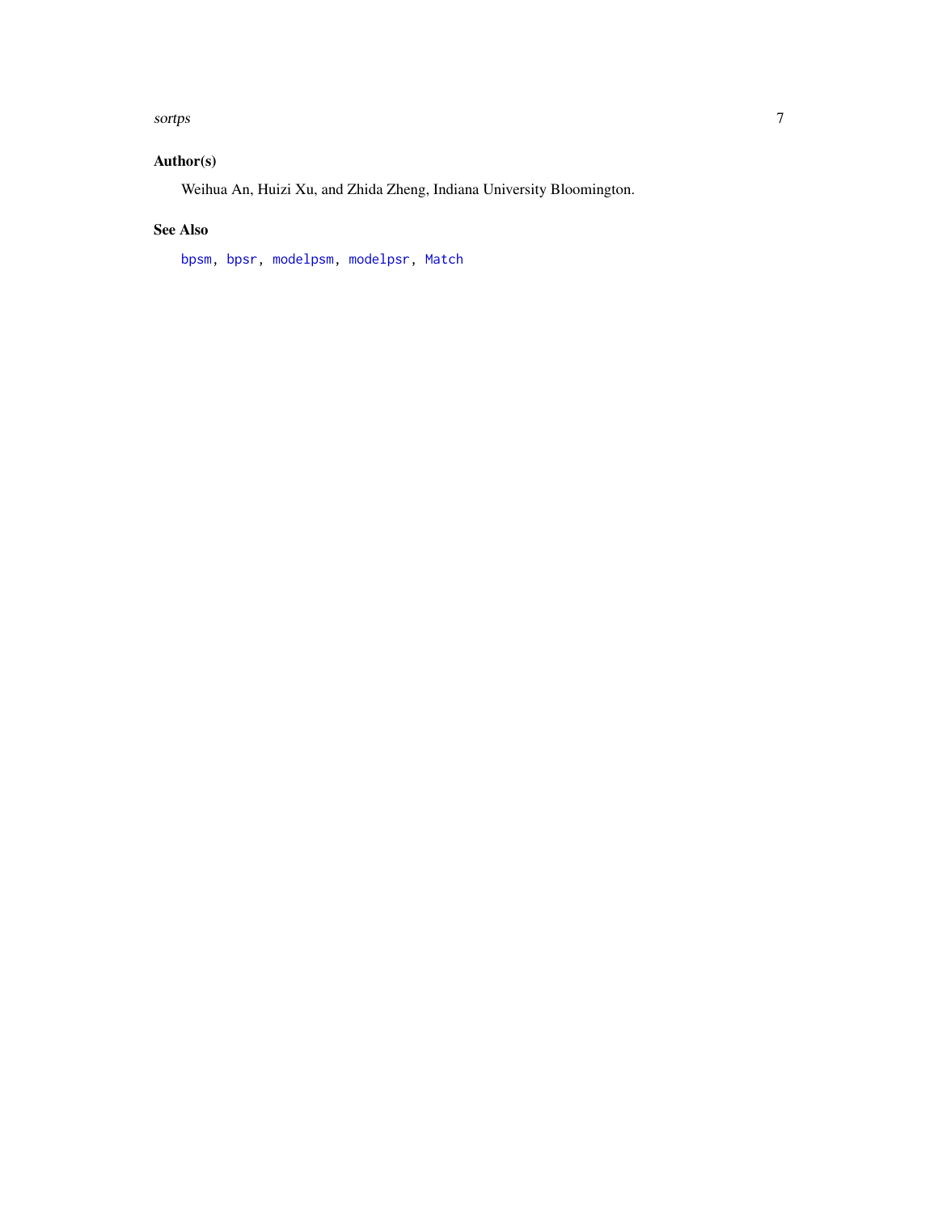## Author(s)

Weihua An, Huizi Xu, and Zhida Zheng, Indiana University Bloomington.

## See Also

`bpsm`, `bpsr`, `modelpsm`, `modelpsr`, `Match`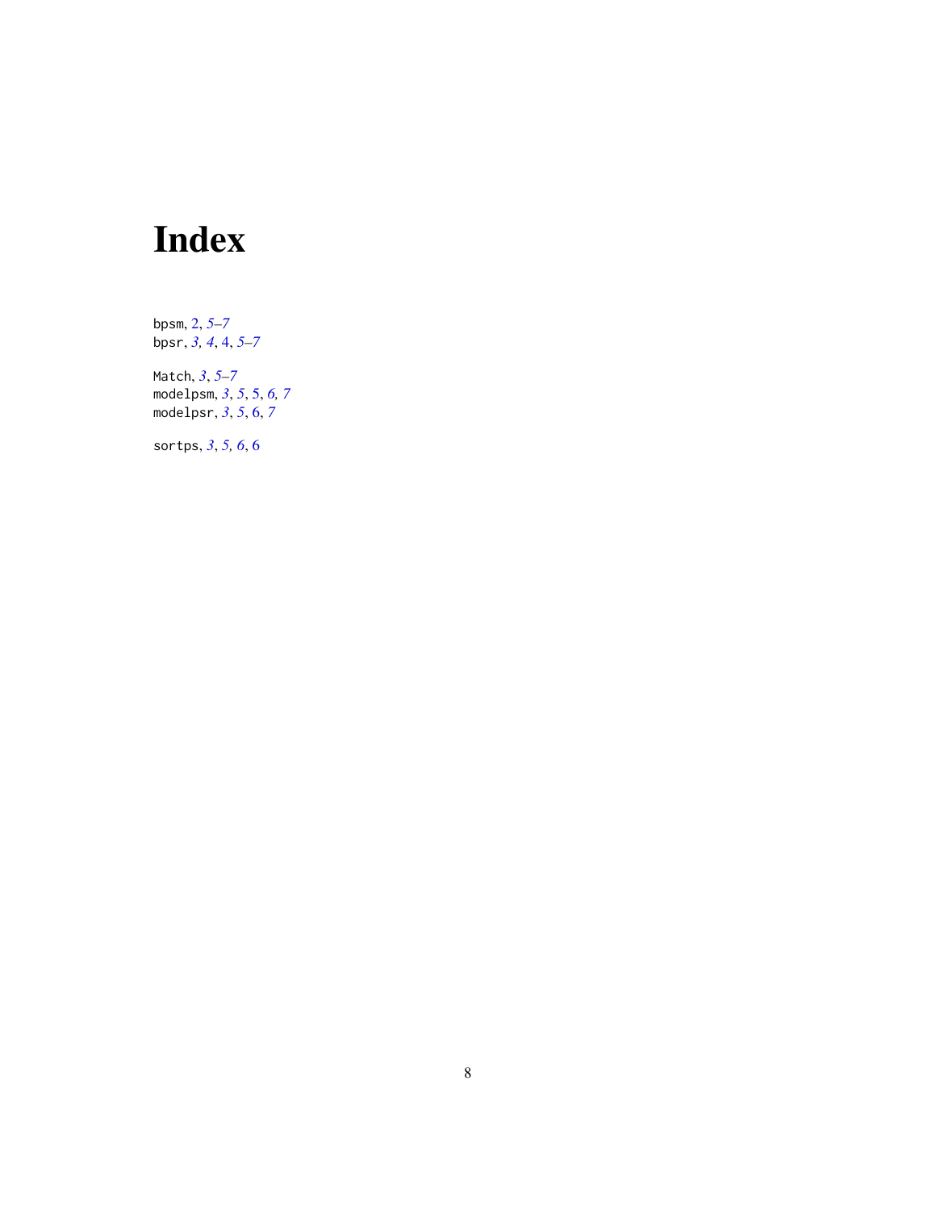# Index

bpsm, 2, *5–7*
bpsr, *3, 4*, 4, *5–7*

Match, *3*, *5–7*
modelpsm, *3*, *5*, 5, *6, 7*
modelpsr, *3*, *5*, 6, *7*

sortps, *3*, *5, 6*, 6